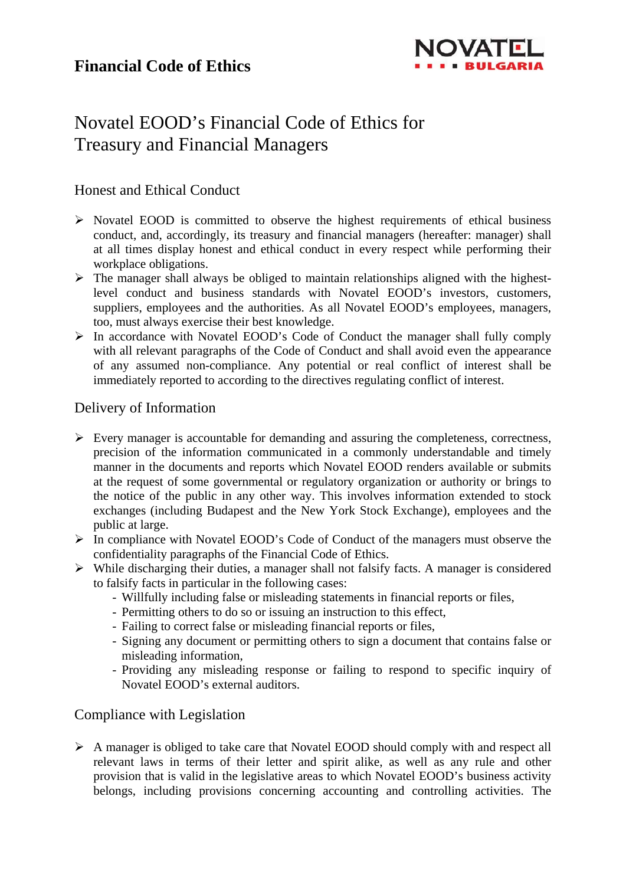# Financial Code of Ethics

## Novatel EOOD's Financial Code of Ethics for Treasury and Financial Managers

### Honest and Ethical Conduct

- Novatel EOOD is committed to observe the highest requirements of ethical business conduct, and, accordingly, its treasury and financial managers (hereafter: manager) shall at all times display honest and ethical conduct in every respect while performing their workplace obligations.
- The manager shall always be obliged to maintain relationships aligned with the highest-level conduct and business standards with Novatel EOOD's investors, customers, suppliers, employees and the authorities. As all Novatel EOOD's employees, managers, too, must always exercise their best knowledge.
- In accordance with Novatel EOOD's Code of Conduct the manager shall fully comply with all relevant paragraphs of the Code of Conduct and shall avoid even the appearance of any assumed non-compliance. Any potential or real conflict of interest shall be immediately reported to according to the directives regulating conflict of interest.

### Delivery of Information

- Every manager is accountable for demanding and assuring the completeness, correctness, precision of the information communicated in a commonly understandable and timely manner in the documents and reports which Novatel EOOD renders available or submits at the request of some governmental or regulatory organization or authority or brings to the notice of the public in any other way. This involves information extended to stock exchanges (including Budapest and the New York Stock Exchange), employees and the public at large.
- In compliance with Novatel EOOD's Code of Conduct of the managers must observe the confidentiality paragraphs of the Financial Code of Ethics.
- While discharging their duties, a manager shall not falsify facts. A manager is considered to falsify facts in particular in the following cases:
  - Willfully including false or misleading statements in financial reports or files,
  - Permitting others to do so or issuing an instruction to this effect,
  - Failing to correct false or misleading financial reports or files,
  - Signing any document or permitting others to sign a document that contains false or misleading information,
  - Providing any misleading response or failing to respond to specific inquiry of Novatel EOOD's external auditors.

### Compliance with Legislation

- A manager is obliged to take care that Novatel EOOD should comply with and respect all relevant laws in terms of their letter and spirit alike, as well as any rule and other provision that is valid in the legislative areas to which Novatel EOOD's business activity belongs, including provisions concerning accounting and controlling activities. The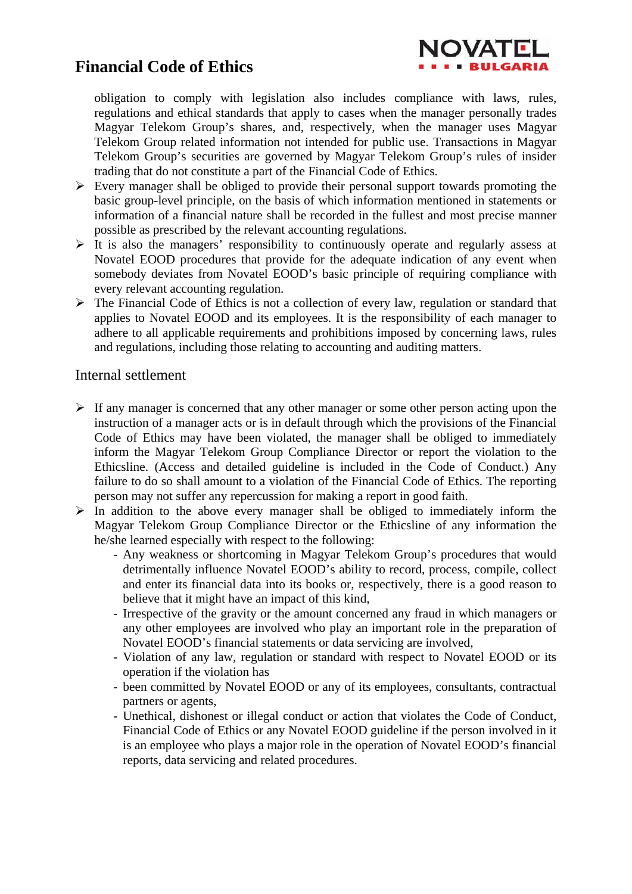obligation to comply with legislation also includes compliance with laws, rules, regulations and ethical standards that apply to cases when the manager personally trades Magyar Telekom Group's shares, and, respectively, when the manager uses Magyar Telekom Group related information not intended for public use. Transactions in Magyar Telekom Group's securities are governed by Magyar Telekom Group's rules of insider trading that do not constitute a part of the Financial Code of Ethics.

- Every manager shall be obliged to provide their personal support towards promoting the basic group-level principle, on the basis of which information mentioned in statements or information of a financial nature shall be recorded in the fullest and most precise manner possible as prescribed by the relevant accounting regulations.
- It is also the managers' responsibility to continuously operate and regularly assess at Novatel EOOD procedures that provide for the adequate indication of any event when somebody deviates from Novatel EOOD's basic principle of requiring compliance with every relevant accounting regulation.
- The Financial Code of Ethics is not a collection of every law, regulation or standard that applies to Novatel EOOD and its employees. It is the responsibility of each manager to adhere to all applicable requirements and prohibitions imposed by concerning laws, rules and regulations, including those relating to accounting and auditing matters.

## Internal settlement

- If any manager is concerned that any other manager or some other person acting upon the instruction of a manager acts or is in default through which the provisions of the Financial Code of Ethics may have been violated, the manager shall be obliged to immediately inform the Magyar Telekom Group Compliance Director or report the violation to the Ethicsline. (Access and detailed guideline is included in the Code of Conduct.) Any failure to do so shall amount to a violation of the Financial Code of Ethics. The reporting person may not suffer any repercussion for making a report in good faith.
- In addition to the above every manager shall be obliged to immediately inform the Magyar Telekom Group Compliance Director or the Ethicsline of any information the he/she learned especially with respect to the following:
  - Any weakness or shortcoming in Magyar Telekom Group's procedures that would detrimentally influence Novatel EOOD's ability to record, process, compile, collect and enter its financial data into its books or, respectively, there is a good reason to believe that it might have an impact of this kind,
  - Irrespective of the gravity or the amount concerned any fraud in which managers or any other employees are involved who play an important role in the preparation of Novatel EOOD's financial statements or data servicing are involved,
  - Violation of any law, regulation or standard with respect to Novatel EOOD or its operation if the violation has
  - been committed by Novatel EOOD or any of its employees, consultants, contractual partners or agents,
  - Unethical, dishonest or illegal conduct or action that violates the Code of Conduct, Financial Code of Ethics or any Novatel EOOD guideline if the person involved in it is an employee who plays a major role in the operation of Novatel EOOD's financial reports, data servicing and related procedures.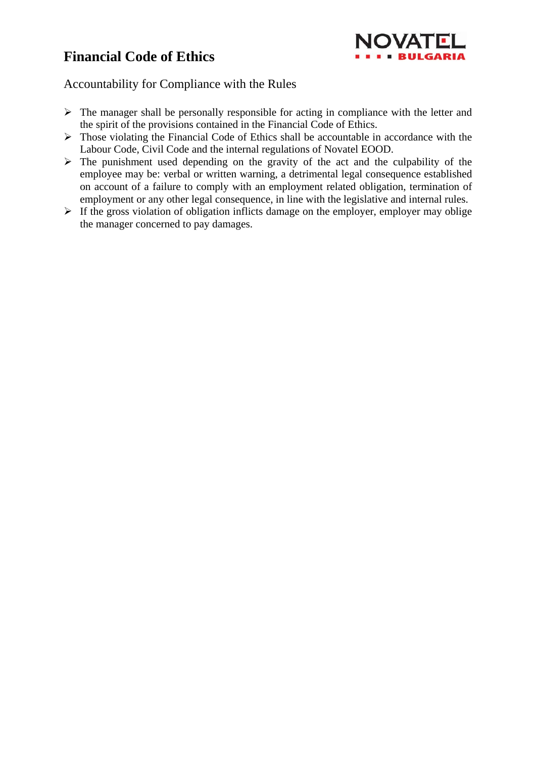# Financial Code of Ethics

## Accountability for Compliance with the Rules

- The manager shall be personally responsible for acting in compliance with the letter and the spirit of the provisions contained in the Financial Code of Ethics.
- Those violating the Financial Code of Ethics shall be accountable in accordance with the Labour Code, Civil Code and the internal regulations of Novatel EOOD.
- The punishment used depending on the gravity of the act and the culpability of the employee may be: verbal or written warning, a detrimental legal consequence established on account of a failure to comply with an employment related obligation, termination of employment or any other legal consequence, in line with the legislative and internal rules.
- If the gross violation of obligation inflicts damage on the employer, employer may oblige the manager concerned to pay damages.